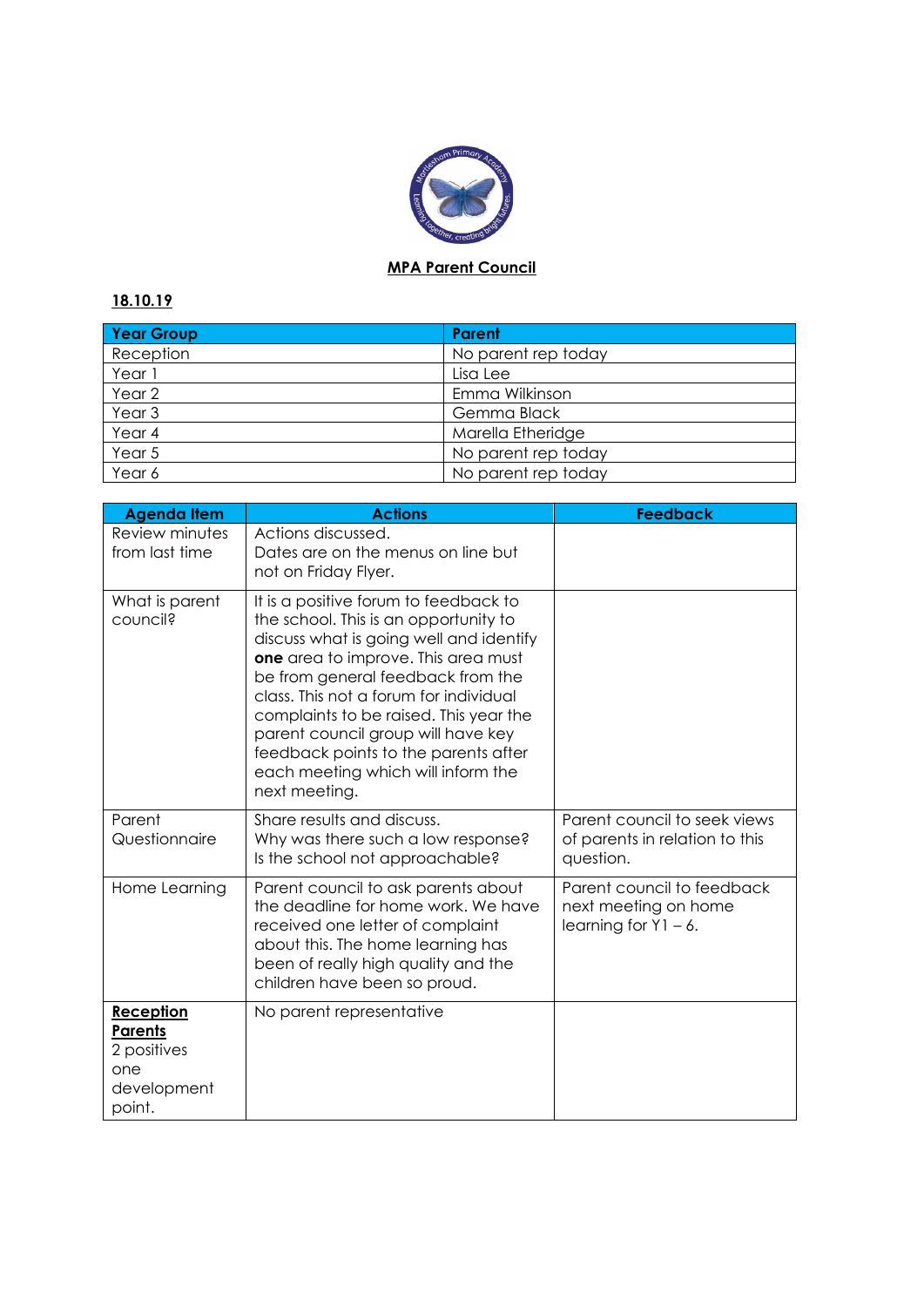**MPA Parent Council**

**18.10.19**

| Year Group | Parent |
|---|---|
| Reception | No parent rep today |
| Year 1 | Lisa Lee |
| Year 2 | Emma Wilkinson |
| Year 3 | Gemma Black |
| Year 4 | Marella Etheridge |
| Year 5 | No parent rep today |
| Year 6 | No parent rep today |

| Agenda Item | Actions | Feedback |
|---|---|---|
| Review minutes from last time | Actions discussed.<br>Dates are on the menus on line but not on Friday Flyer. | |
| What is parent council? | It is a positive forum to feedback to the school. This is an opportunity to discuss what is going well and identify **one** area to improve. This area must be from general feedback from the class. This not a forum for individual complaints to be raised. This year the parent council group will have key feedback points to the parents after each meeting which will inform the next meeting. | |
| Parent Questionnaire | Share results and discuss.<br>Why was there such a low response?<br>Is the school not approachable? | Parent council to seek views of parents in relation to this question. |
| Home Learning | Parent council to ask parents about the deadline for home work. We have received one letter of complaint about this. The home learning has been of really high quality and the children have been so proud. | Parent council to feedback next meeting on home learning for Y1 – 6. |
| **Reception Parents**<br>2 positives one development point. | No parent representative | |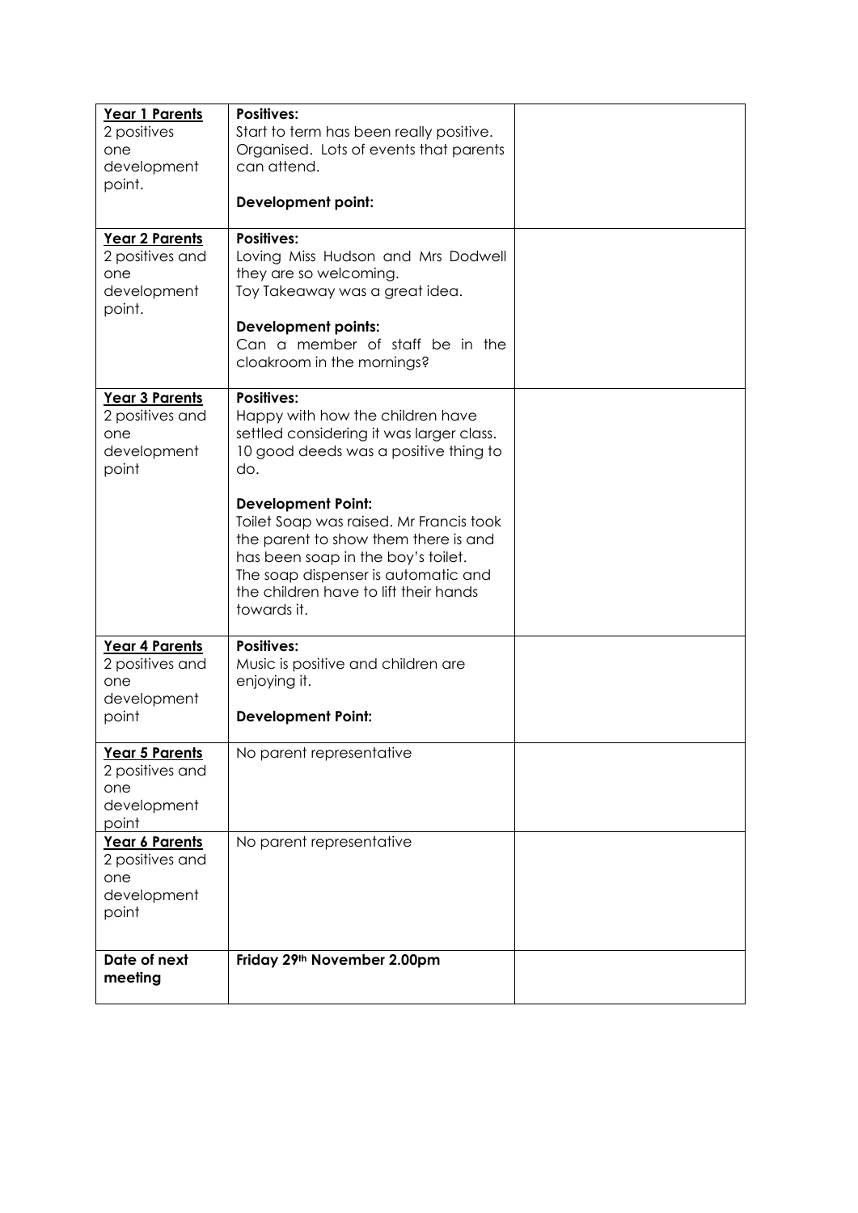| | | |
|---|---|---|
| **Year 1 Parents**<br>2 positives one development point. | **Positives:**<br>Start to term has been really positive. Organised. Lots of events that parents can attend.<br><br>**Development point:** | |
| **Year 2 Parents**<br>2 positives and one development point. | **Positives:**<br>Loving Miss Hudson and Mrs Dodwell they are so welcoming.<br>Toy Takeaway was a great idea.<br><br>**Development points:**<br>Can a member of staff be in the cloakroom in the mornings? | |
| **Year 3 Parents**<br>2 positives and one development point | **Positives:**<br>Happy with how the children have settled considering it was larger class.<br>10 good deeds was a positive thing to do.<br><br>**Development Point:**<br>Toilet Soap was raised. Mr Francis took the parent to show them there is and has been soap in the boy's toilet.<br>The soap dispenser is automatic and the children have to lift their hands towards it. | |
| **Year 4 Parents**<br>2 positives and one development point | **Positives:**<br>Music is positive and children are enjoying it.<br><br>**Development Point:** | |
| **Year 5 Parents**<br>2 positives and one development point | No parent representative | |
| **Year 6 Parents**<br>2 positives and one development point | No parent representative | |
| **Date of next meeting** | **Friday 29th November 2.00pm** | |